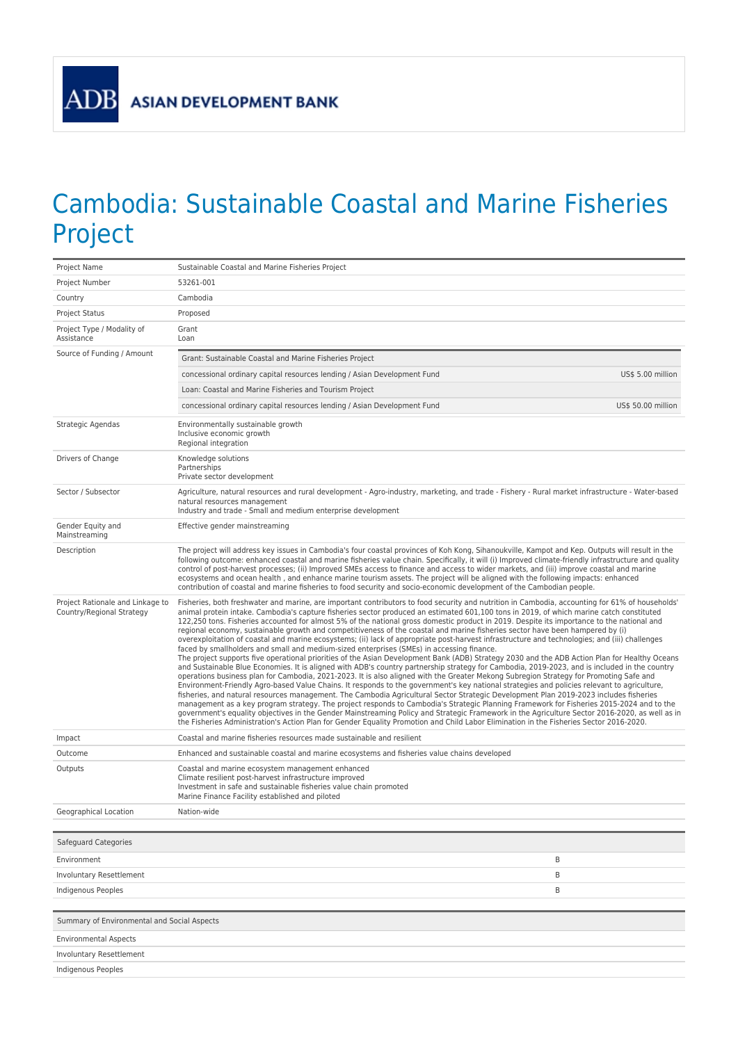ADB ASIAN DEVELOPMENT BANK

# Cambodia: Sustainable Coastal and Marine Fisheries Project

| | |
|---|---|
| Project Name | Sustainable Coastal and Marine Fisheries Project |
| Project Number | 53261-001 |
| Country | Cambodia |
| Project Status | Proposed |
| Project Type / Modality of Assistance | Grant<br>Loan |
| Source of Funding / Amount | Grant: Sustainable Coastal and Marine Fisheries Project<br>concessional ordinary capital resources lending / Asian Development Fund — US$ 5.00 million<br>Loan: Coastal and Marine Fisheries and Tourism Project<br>concessional ordinary capital resources lending / Asian Development Fund — US$ 50.00 million |
| Strategic Agendas | Environmentally sustainable growth<br>Inclusive economic growth<br>Regional integration |
| Drivers of Change | Knowledge solutions<br>Partnerships<br>Private sector development |
| Sector / Subsector | Agriculture, natural resources and rural development - Agro-industry, marketing, and trade - Fishery - Rural market infrastructure - Water-based natural resources management<br>Industry and trade - Small and medium enterprise development |
| Gender Equity and Mainstreaming | Effective gender mainstreaming |
| Description | The project will address key issues in Cambodia's four coastal provinces of Koh Kong, Sihanoukville, Kampot and Kep. Outputs will result in the following outcome: enhanced coastal and marine fisheries value chain. Specifically, it will (i) Improved climate-friendly infrastructure and quality control of post-harvest processes; (ii) Improved SMEs access to finance and access to wider markets, and (iii) improve coastal and marine ecosystems and ocean health , and enhance marine tourism assets. The project will be aligned with the following impacts: enhanced contribution of coastal and marine fisheries to food security and socio-economic development of the Cambodian people. |
| Project Rationale and Linkage to Country/Regional Strategy | Fisheries, both freshwater and marine, are important contributors to food security and nutrition in Cambodia, accounting for 61% of households' animal protein intake. Cambodia's capture fisheries sector produced an estimated 601,100 tons in 2019, of which marine catch constituted 122,250 tons. Fisheries accounted for almost 5% of the national gross domestic product in 2019. Despite its importance to the national and regional economy, sustainable growth and competitiveness of the coastal and marine fisheries sector have been hampered by (i) overexploitation of coastal and marine ecosystems; (ii) lack of appropriate post-harvest infrastructure and technologies; and (iii) challenges faced by smallholders and small and medium-sized enterprises (SMEs) in accessing finance.<br>The project supports five operational priorities of the Asian Development Bank (ADB) Strategy 2030 and the ADB Action Plan for Healthy Oceans and Sustainable Blue Economies. It is aligned with ADB's country partnership strategy for Cambodia, 2019-2023, and is included in the country operations business plan for Cambodia, 2021-2023. It is also aligned with the Greater Mekong Subregion Strategy for Promoting Safe and Environment-Friendly Agro-based Value Chains. It responds to the government's key national strategies and policies relevant to agriculture, fisheries, and natural resources management. The Cambodia Agricultural Sector Strategic Development Plan 2019-2023 includes fisheries management as a key program strategy. The project responds to Cambodia's Strategic Planning Framework for Fisheries 2015-2024 and to the government's equality objectives in the Gender Mainstreaming Policy and Strategic Framework in the Agriculture Sector 2016-2020, as well as in the Fisheries Administration's Action Plan for Gender Equality Promotion and Child Labor Elimination in the Fisheries Sector 2016-2020. |
| Impact | Coastal and marine fisheries resources made sustainable and resilient |
| Outcome | Enhanced and sustainable coastal and marine ecosystems and fisheries value chains developed |
| Outputs | Coastal and marine ecosystem management enhanced<br>Climate resilient post-harvest infrastructure improved<br>Investment in safe and sustainable fisheries value chain promoted<br>Marine Finance Facility established and piloted |
| Geographical Location | Nation-wide |

| Safeguard Categories | |
|---|---|
| Environment | B |
| Involuntary Resettlement | B |
| Indigenous Peoples | B |

| Summary of Environmental and Social Aspects | |
|---|---|
| Environmental Aspects | |
| Involuntary Resettlement | |
| Indigenous Peoples | |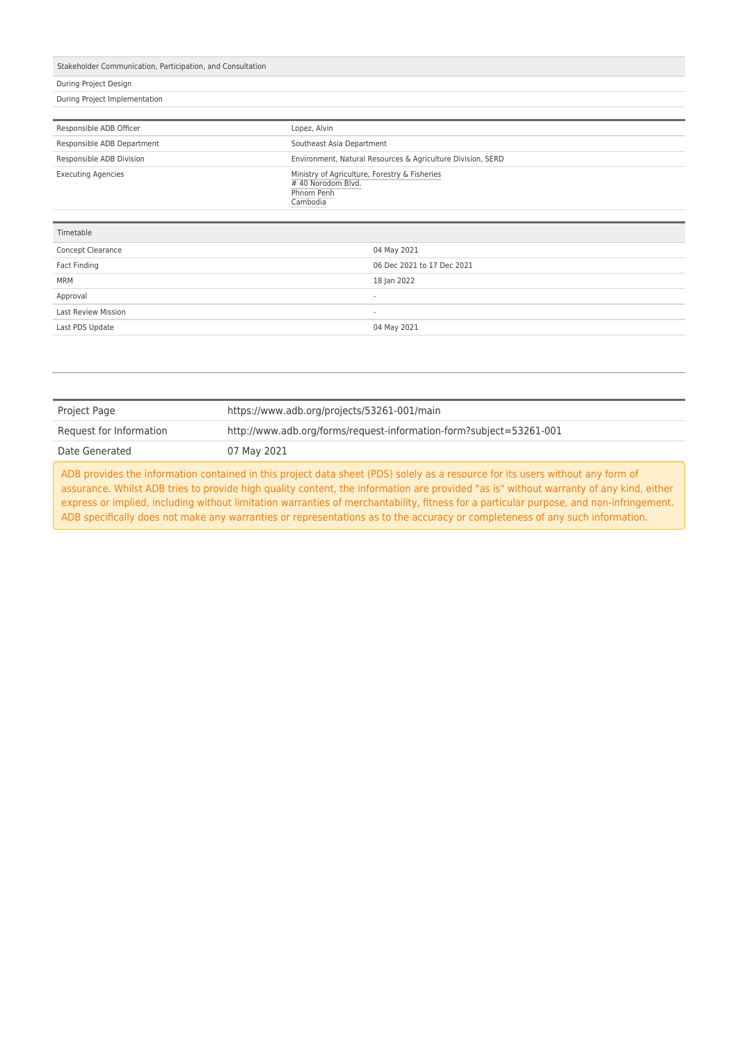| Stakeholder Communication, Participation, and Consultation |
| --- |
| During Project Design |
| During Project Implementation |

| | |
| --- | --- |
| Responsible ADB Officer | Lopez, Alvin |
| Responsible ADB Department | Southeast Asia Department |
| Responsible ADB Division | Environment, Natural Resources & Agriculture Division, SERD |
| Executing Agencies | Ministry of Agriculture, Forestry & Fisheries<br># 40 Norodom Blvd.<br>Phnom Penh<br>Cambodia |

| Timetable | |
| --- | --- |
| Concept Clearance | 04 May 2021 |
| Fact Finding | 06 Dec 2021 to 17 Dec 2021 |
| MRM | 18 Jan 2022 |
| Approval | - |
| Last Review Mission | - |
| Last PDS Update | 04 May 2021 |

| | |
| --- | --- |
| Project Page | https://www.adb.org/projects/53261-001/main |
| Request for Information | http://www.adb.org/forms/request-information-form?subject=53261-001 |
| Date Generated | 07 May 2021 |

ADB provides the information contained in this project data sheet (PDS) solely as a resource for its users without any form of assurance. Whilst ADB tries to provide high quality content, the information are provided "as is" without warranty of any kind, either express or implied, including without limitation warranties of merchantability, fitness for a particular purpose, and non-infringement. ADB specifically does not make any warranties or representations as to the accuracy or completeness of any such information.